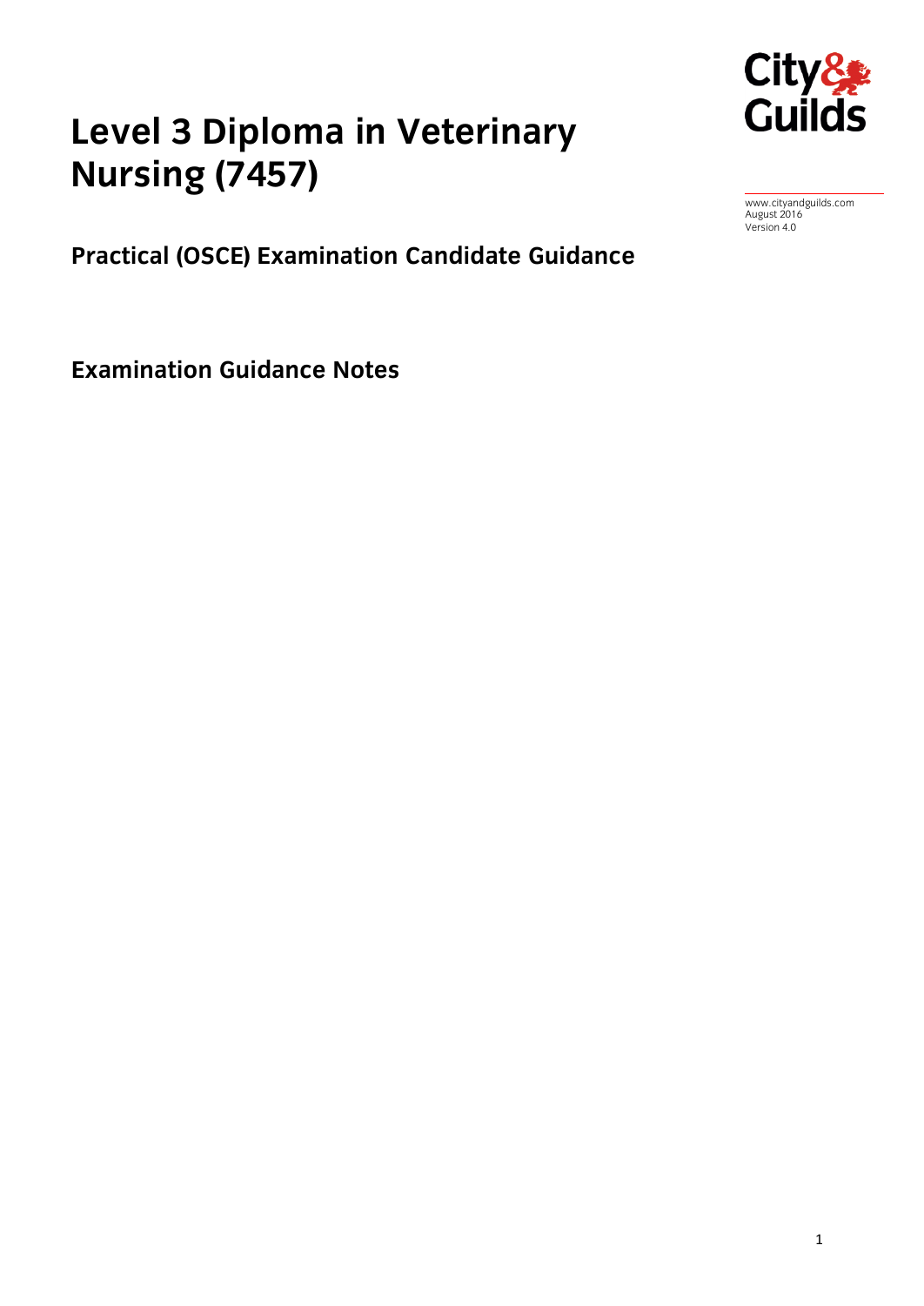# Level 3 Diploma in Veterinary Nursing (7457)

www.cityandguilds.com
August 2016
Version 4.0

## Practical (OSCE) Examination Candidate Guidance

## Examination Guidance Notes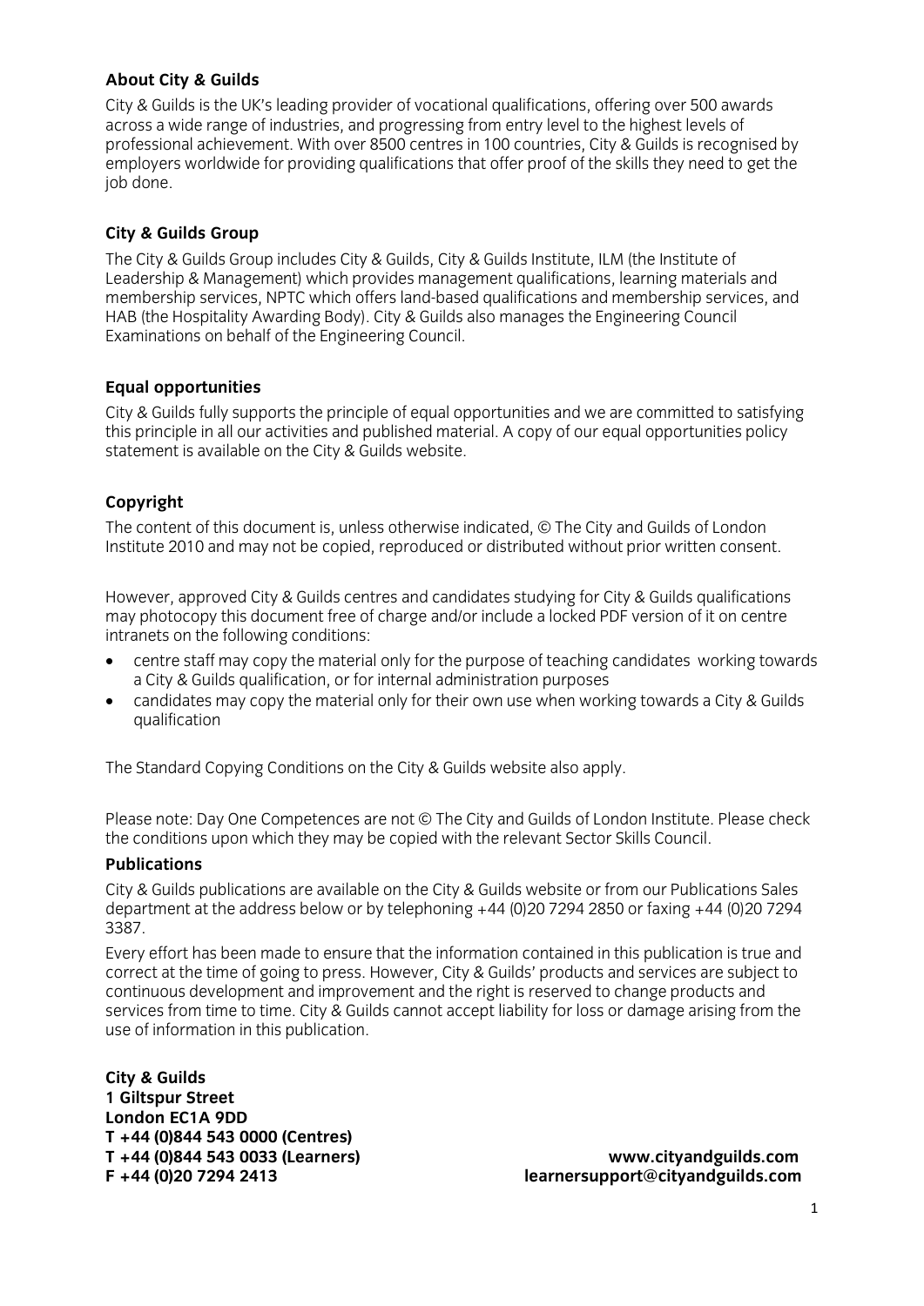## About City & Guilds

City & Guilds is the UK's leading provider of vocational qualifications, offering over 500 awards across a wide range of industries, and progressing from entry level to the highest levels of professional achievement. With over 8500 centres in 100 countries, City & Guilds is recognised by employers worldwide for providing qualifications that offer proof of the skills they need to get the job done.

## City & Guilds Group

The City & Guilds Group includes City & Guilds, City & Guilds Institute, ILM (the Institute of Leadership & Management) which provides management qualifications, learning materials and membership services, NPTC which offers land-based qualifications and membership services, and HAB (the Hospitality Awarding Body). City & Guilds also manages the Engineering Council Examinations on behalf of the Engineering Council.

## Equal opportunities

City & Guilds fully supports the principle of equal opportunities and we are committed to satisfying this principle in all our activities and published material. A copy of our equal opportunities policy statement is available on the City & Guilds website.

## Copyright

The content of this document is, unless otherwise indicated, © The City and Guilds of London Institute 2010 and may not be copied, reproduced or distributed without prior written consent.

However, approved City & Guilds centres and candidates studying for City & Guilds qualifications may photocopy this document free of charge and/or include a locked PDF version of it on centre intranets on the following conditions:

- centre staff may copy the material only for the purpose of teaching candidates working towards a City & Guilds qualification, or for internal administration purposes
- candidates may copy the material only for their own use when working towards a City & Guilds qualification

The Standard Copying Conditions on the City & Guilds website also apply.

Please note: Day One Competences are not © The City and Guilds of London Institute. Please check the conditions upon which they may be copied with the relevant Sector Skills Council.

## Publications

City & Guilds publications are available on the City & Guilds website or from our Publications Sales department at the address below or by telephoning +44 (0)20 7294 2850 or faxing +44 (0)20 7294 3387.

Every effort has been made to ensure that the information contained in this publication is true and correct at the time of going to press. However, City & Guilds' products and services are subject to continuous development and improvement and the right is reserved to change products and services from time to time. City & Guilds cannot accept liability for loss or damage arising from the use of information in this publication.

**City & Guilds**
**1 Giltspur Street**
**London EC1A 9DD**
**T +44 (0)844 543 0000 (Centres)**
**T +44 (0)844 543 0033 (Learners)**
**F +44 (0)20 7294 2413**

**www.cityandguilds.com**
**learnersupport@cityandguilds.com**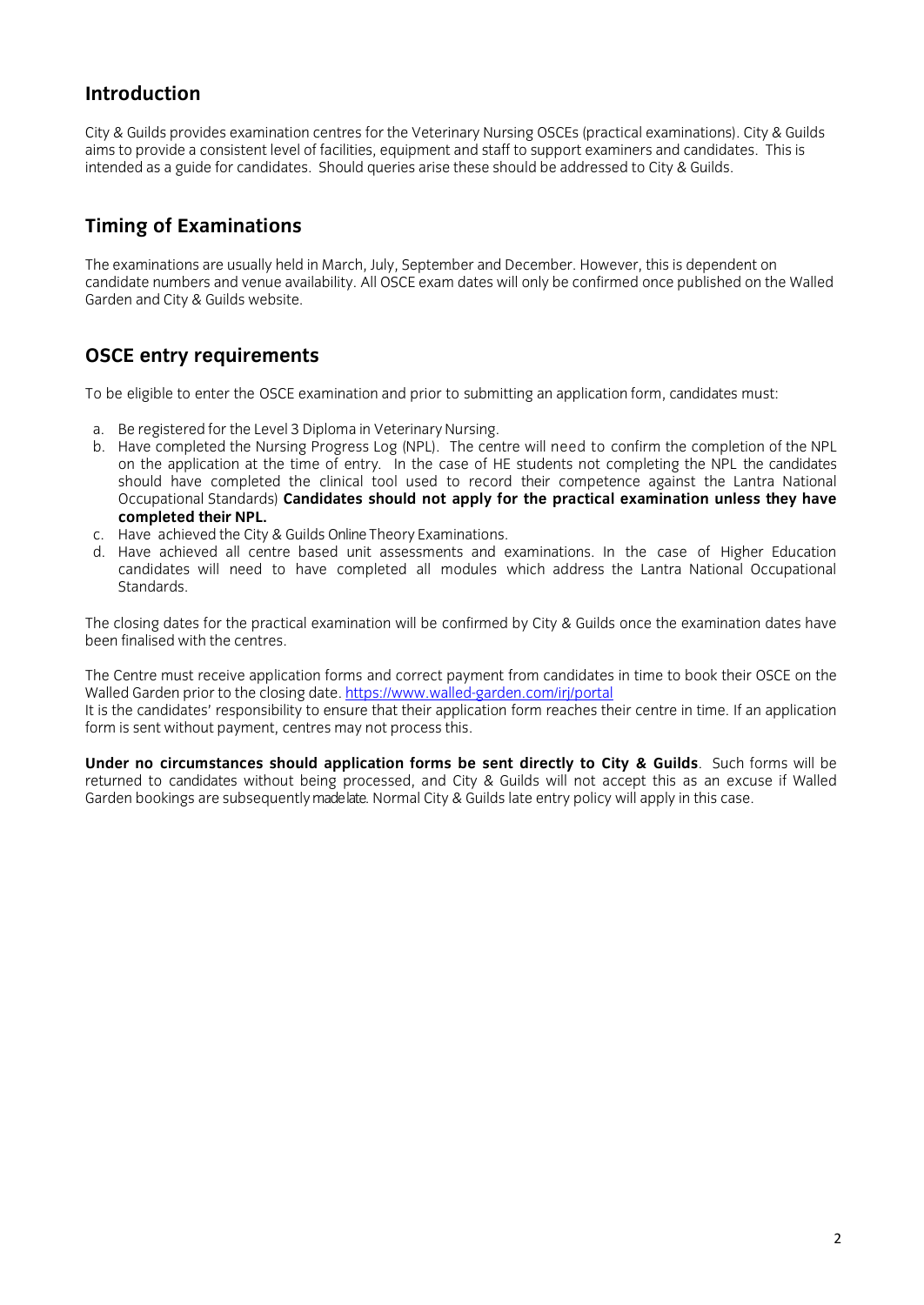## Introduction

City & Guilds provides examination centres for the Veterinary Nursing OSCEs (practical examinations). City & Guilds aims to provide a consistent level of facilities, equipment and staff to support examiners and candidates. This is intended as a guide for candidates. Should queries arise these should be addressed to City & Guilds.

## Timing of Examinations

The examinations are usually held in March, July, September and December. However, this is dependent on candidate numbers and venue availability. All OSCE exam dates will only be confirmed once published on the Walled Garden and City & Guilds website.

## OSCE entry requirements

To be eligible to enter the OSCE examination and prior to submitting an application form, candidates must:

a. Be registered for the Level 3 Diploma in Veterinary Nursing.
b. Have completed the Nursing Progress Log (NPL). The centre will need to confirm the completion of the NPL on the application at the time of entry. In the case of HE students not completing the NPL the candidates should have completed the clinical tool used to record their competence against the Lantra National Occupational Standards) **Candidates should not apply for the practical examination unless they have completed their NPL.**
c. Have achieved the City & Guilds Online Theory Examinations.
d. Have achieved all centre based unit assessments and examinations. In the case of Higher Education candidates will need to have completed all modules which address the Lantra National Occupational Standards.

The closing dates for the practical examination will be confirmed by City & Guilds once the examination dates have been finalised with the centres.

The Centre must receive application forms and correct payment from candidates in time to book their OSCE on the Walled Garden prior to the closing date. https://www.walled-garden.com/irj/portal
It is the candidates' responsibility to ensure that their application form reaches their centre in time. If an application form is sent without payment, centres may not process this.

**Under no circumstances should application forms be sent directly to City & Guilds**. Such forms will be returned to candidates without being processed, and City & Guilds will not accept this as an excuse if Walled Garden bookings are subsequently made late. Normal City & Guilds late entry policy will apply in this case.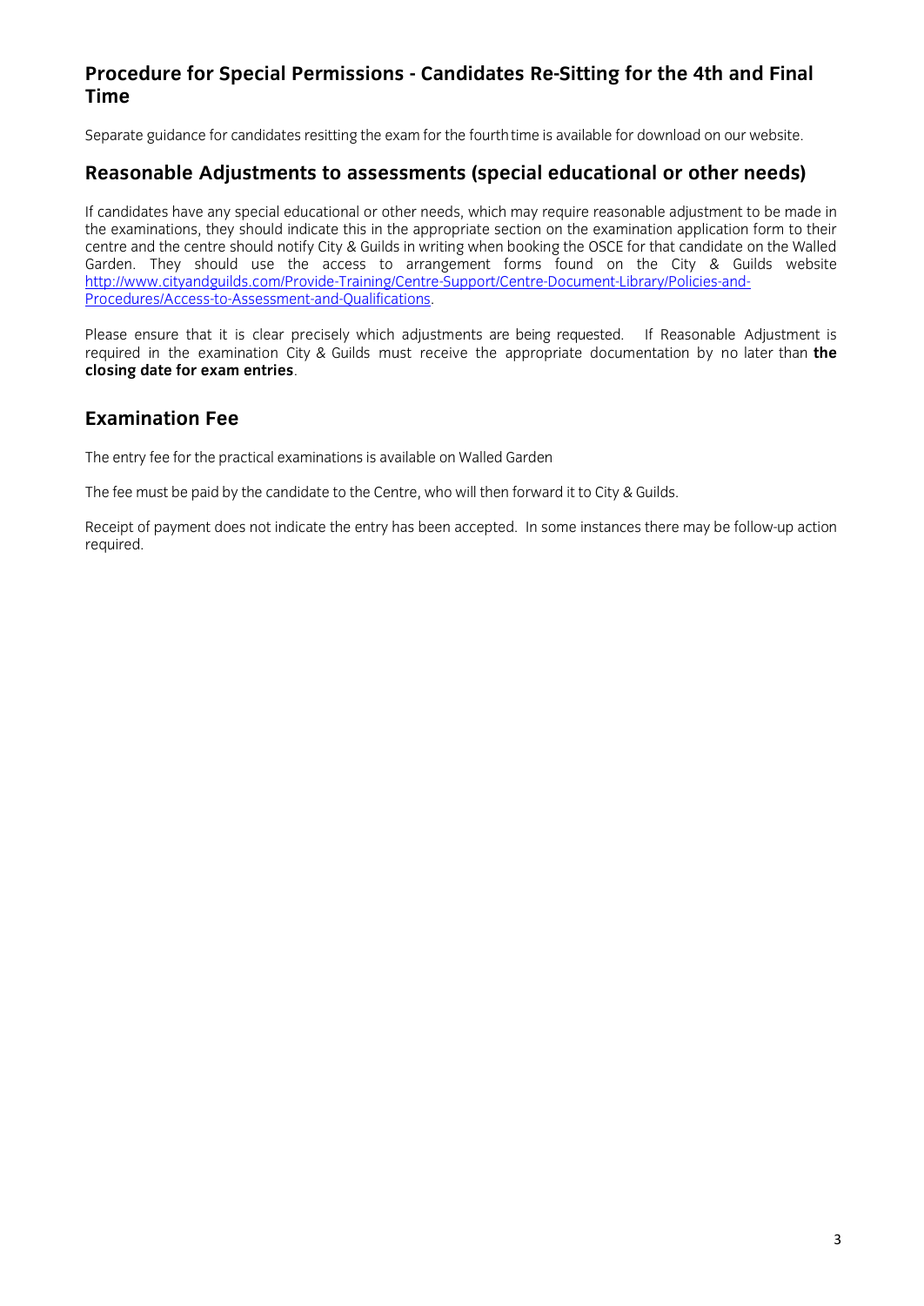## Procedure for Special Permissions - Candidates Re-Sitting for the 4th and Final Time

Separate guidance for candidates resitting the exam for the fourth time is available for download on our website.

## Reasonable Adjustments to assessments (special educational or other needs)

If candidates have any special educational or other needs, which may require reasonable adjustment to be made in the examinations, they should indicate this in the appropriate section on the examination application form to their centre and the centre should notify City & Guilds in writing when booking the OSCE for that candidate on the Walled Garden. They should use the access to arrangement forms found on the City & Guilds website [http://www.cityandguilds.com/Provide-Training/Centre-Support/Centre-Document-Library/Policies-and-Procedures/Access-to-Assessment-and-Qualifications](http://www.cityandguilds.com/Provide-Training/Centre-Support/Centre-Document-Library/Policies-and-Procedures/Access-to-Assessment-and-Qualifications).

Please ensure that it is clear precisely which adjustments are being requested. If Reasonable Adjustment is required in the examination City & Guilds must receive the appropriate documentation by no later than **the closing date for exam entries**.

## Examination Fee

The entry fee for the practical examinations is available on Walled Garden

The fee must be paid by the candidate to the Centre, who will then forward it to City & Guilds.

Receipt of payment does not indicate the entry has been accepted. In some instances there may be follow-up action required.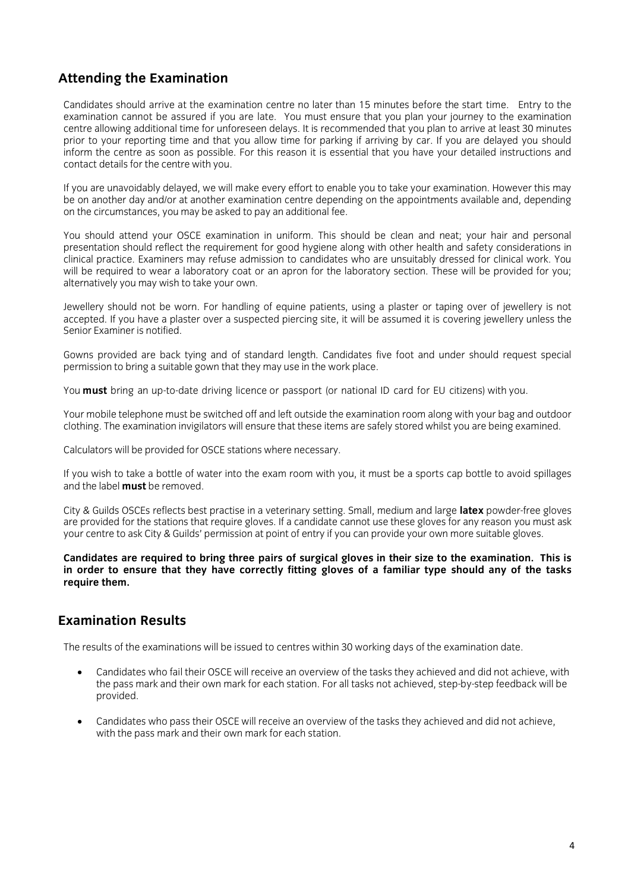## Attending the Examination

Candidates should arrive at the examination centre no later than 15 minutes before the start time. Entry to the examination cannot be assured if you are late. You must ensure that you plan your journey to the examination centre allowing additional time for unforeseen delays. It is recommended that you plan to arrive at least 30 minutes prior to your reporting time and that you allow time for parking if arriving by car. If you are delayed you should inform the centre as soon as possible. For this reason it is essential that you have your detailed instructions and contact details for the centre with you.

If you are unavoidably delayed, we will make every effort to enable you to take your examination. However this may be on another day and/or at another examination centre depending on the appointments available and, depending on the circumstances, you may be asked to pay an additional fee.

You should attend your OSCE examination in uniform. This should be clean and neat; your hair and personal presentation should reflect the requirement for good hygiene along with other health and safety considerations in clinical practice. Examiners may refuse admission to candidates who are unsuitably dressed for clinical work. You will be required to wear a laboratory coat or an apron for the laboratory section. These will be provided for you; alternatively you may wish to take your own.

Jewellery should not be worn. For handling of equine patients, using a plaster or taping over of jewellery is not accepted. If you have a plaster over a suspected piercing site, it will be assumed it is covering jewellery unless the Senior Examiner is notified.

Gowns provided are back tying and of standard length. Candidates five foot and under should request special permission to bring a suitable gown that they may use in the work place.

You **must** bring an up-to-date driving licence or passport (or national ID card for EU citizens) with you.

Your mobile telephone must be switched off and left outside the examination room along with your bag and outdoor clothing. The examination invigilators will ensure that these items are safely stored whilst you are being examined.

Calculators will be provided for OSCE stations where necessary.

If you wish to take a bottle of water into the exam room with you, it must be a sports cap bottle to avoid spillages and the label **must** be removed.

City & Guilds OSCEs reflects best practise in a veterinary setting. Small, medium and large **latex** powder-free gloves are provided for the stations that require gloves. If a candidate cannot use these gloves for any reason you must ask your centre to ask City & Guilds' permission at point of entry if you can provide your own more suitable gloves.

**Candidates are required to bring three pairs of surgical gloves in their size to the examination. This is in order to ensure that they have correctly fitting gloves of a familiar type should any of the tasks require them.**

## Examination Results

The results of the examinations will be issued to centres within 30 working days of the examination date.

- Candidates who fail their OSCE will receive an overview of the tasks they achieved and did not achieve, with the pass mark and their own mark for each station. For all tasks not achieved, step-by-step feedback will be provided.
- Candidates who pass their OSCE will receive an overview of the tasks they achieved and did not achieve, with the pass mark and their own mark for each station.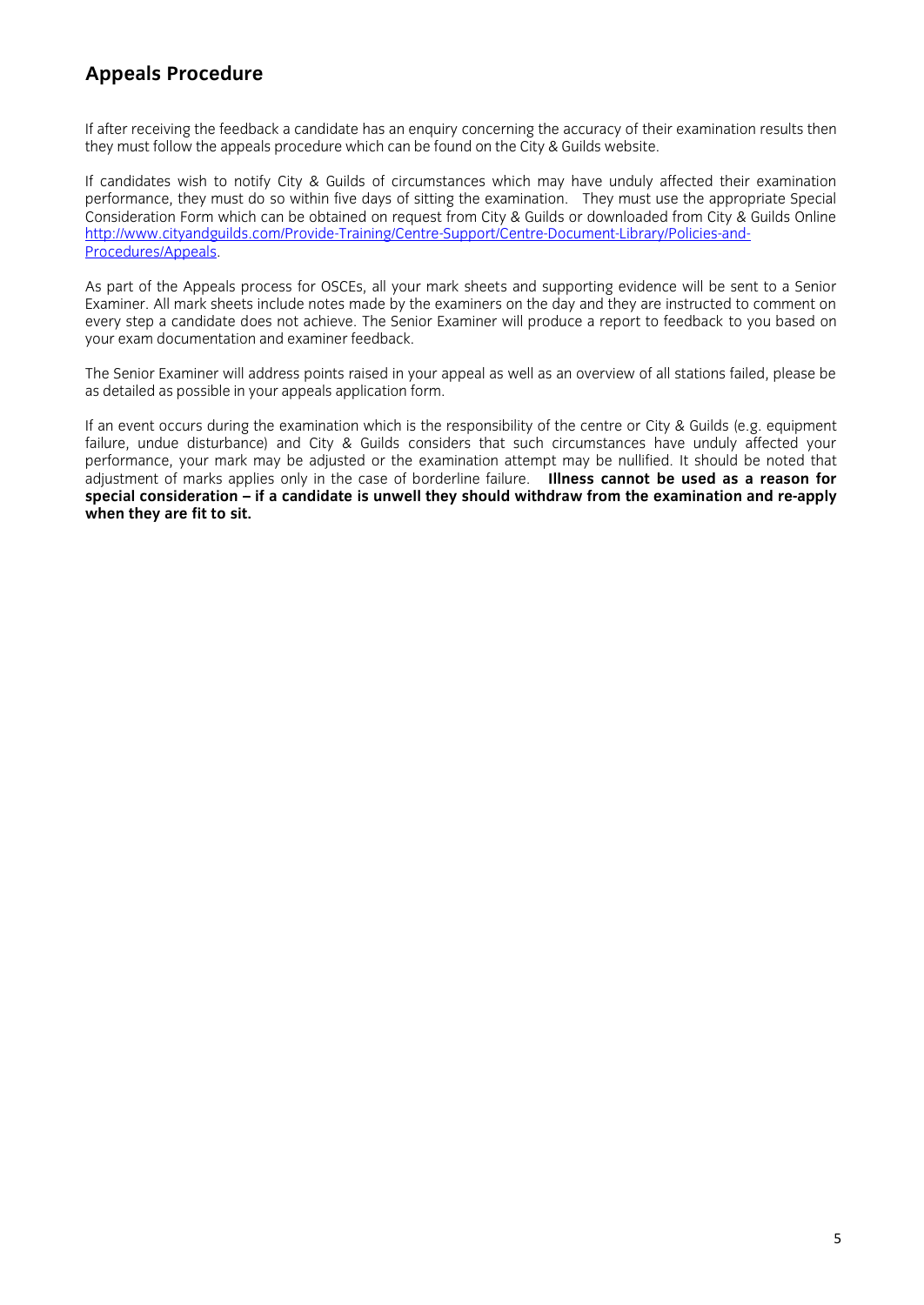## Appeals Procedure

If after receiving the feedback a candidate has an enquiry concerning the accuracy of their examination results then they must follow the appeals procedure which can be found on the City & Guilds website.

If candidates wish to notify City & Guilds of circumstances which may have unduly affected their examination performance, they must do so within five days of sitting the examination. They must use the appropriate Special Consideration Form which can be obtained on request from City & Guilds or downloaded from City & Guilds Online [http://www.cityandguilds.com/Provide-Training/Centre-Support/Centre-Document-Library/Policies-and-Procedures/Appeals](http://www.cityandguilds.com/Provide-Training/Centre-Support/Centre-Document-Library/Policies-and-Procedures/Appeals).

As part of the Appeals process for OSCEs, all your mark sheets and supporting evidence will be sent to a Senior Examiner. All mark sheets include notes made by the examiners on the day and they are instructed to comment on every step a candidate does not achieve. The Senior Examiner will produce a report to feedback to you based on your exam documentation and examiner feedback.

The Senior Examiner will address points raised in your appeal as well as an overview of all stations failed, please be as detailed as possible in your appeals application form.

If an event occurs during the examination which is the responsibility of the centre or City & Guilds (e.g. equipment failure, undue disturbance) and City & Guilds considers that such circumstances have unduly affected your performance, your mark may be adjusted or the examination attempt may be nullified. It should be noted that adjustment of marks applies only in the case of borderline failure. **Illness cannot be used as a reason for special consideration – if a candidate is unwell they should withdraw from the examination and re-apply when they are fit to sit.**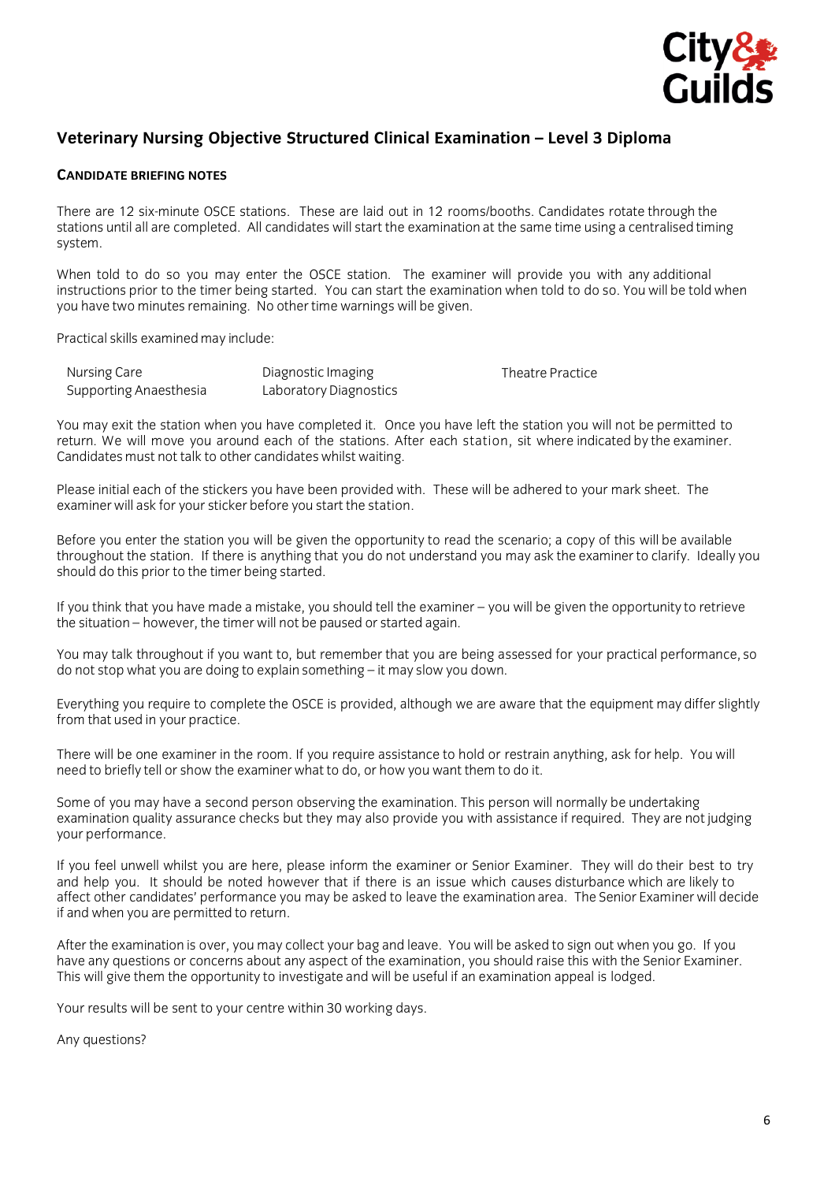## Veterinary Nursing Objective Structured Clinical Examination – Level 3 Diploma

### CANDIDATE BRIEFING NOTES

There are 12 six-minute OSCE stations. These are laid out in 12 rooms/booths. Candidates rotate through the stations until all are completed. All candidates will start the examination at the same time using a centralised timing system.

When told to do so you may enter the OSCE station. The examiner will provide you with any additional instructions prior to the timer being started. You can start the examination when told to do so. You will be told when you have two minutes remaining. No other time warnings will be given.

Practical skills examined may include:

| | | |
|---|---|---|
| Nursing Care | Diagnostic Imaging | Theatre Practice |
| Supporting Anaesthesia | Laboratory Diagnostics | |

You may exit the station when you have completed it. Once you have left the station you will not be permitted to return. We will move you around each of the stations. After each station, sit where indicated by the examiner. Candidates must not talk to other candidates whilst waiting.

Please initial each of the stickers you have been provided with. These will be adhered to your mark sheet. The examiner will ask for your sticker before you start the station.

Before you enter the station you will be given the opportunity to read the scenario; a copy of this will be available throughout the station. If there is anything that you do not understand you may ask the examiner to clarify. Ideally you should do this prior to the timer being started.

If you think that you have made a mistake, you should tell the examiner – you will be given the opportunity to retrieve the situation – however, the timer will not be paused or started again.

You may talk throughout if you want to, but remember that you are being assessed for your practical performance, so do not stop what you are doing to explain something – it may slow you down.

Everything you require to complete the OSCE is provided, although we are aware that the equipment may differ slightly from that used in your practice.

There will be one examiner in the room. If you require assistance to hold or restrain anything, ask for help. You will need to briefly tell or show the examiner what to do, or how you want them to do it.

Some of you may have a second person observing the examination. This person will normally be undertaking examination quality assurance checks but they may also provide you with assistance if required. They are not judging your performance.

If you feel unwell whilst you are here, please inform the examiner or Senior Examiner. They will do their best to try and help you. It should be noted however that if there is an issue which causes disturbance which are likely to affect other candidates' performance you may be asked to leave the examination area. The Senior Examiner will decide if and when you are permitted to return.

After the examination is over, you may collect your bag and leave. You will be asked to sign out when you go. If you have any questions or concerns about any aspect of the examination, you should raise this with the Senior Examiner. This will give them the opportunity to investigate and will be useful if an examination appeal is lodged.

Your results will be sent to your centre within 30 working days.

Any questions?